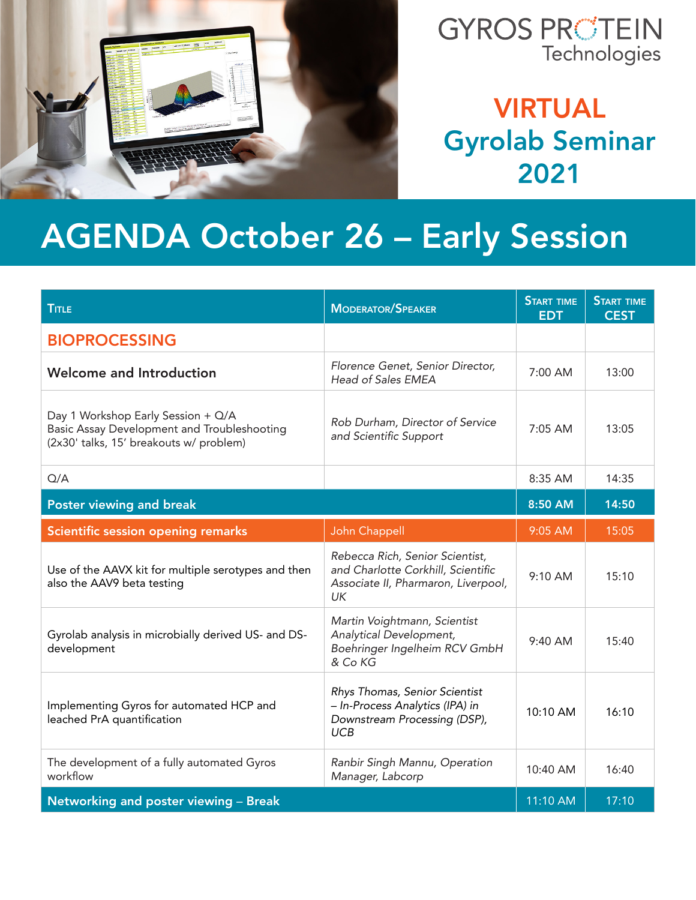GYROS PROTEIN Technologies

# VIRTUAL Gyrolab Seminar 2021

## AGENDA October 26 – Early Session

| Title | Moderator/Speaker | Start time EDT | Start time CEST |
|---|---|---|---|
| **BIOPROCESSING** | | | |
| **Welcome and Introduction** | *Florence Genet, Senior Director, Head of Sales EMEA* | 7:00 AM | 13:00 |
| Day 1 Workshop Early Session + Q/A<br>Basic Assay Development and Troubleshooting (2x30' talks, 15' breakouts w/ problem) | *Rob Durham, Director of Service and Scientific Support* | 7:05 AM | 13:05 |
| Q/A | | 8:35 AM | 14:35 |
| **Poster viewing and break** | | **8:50 AM** | **14:50** |
| **Scientific session opening remarks** | John Chappell | 9:05 AM | 15:05 |
| Use of the AAVX kit for multiple serotypes and then also the AAV9 beta testing | *Rebecca Rich, Senior Scientist, and Charlotte Corkhill, Scientific Associate II, Pharmaron, Liverpool, UK* | 9:10 AM | 15:10 |
| Gyrolab analysis in microbially derived US- and DS-development | *Martin Voightmann, Scientist Analytical Development, Boehringer Ingelheim RCV GmbH & Co KG* | 9:40 AM | 15:40 |
| Implementing Gyros for automated HCP and leached PrA quantification | *Rhys Thomas, Senior Scientist – In-Process Analytics (IPA) in Downstream Processing (DSP), UCB* | 10:10 AM | 16:10 |
| The development of a fully automated Gyros workflow | *Ranbir Singh Mannu, Operation Manager, Labcorp* | 10:40 AM | 16:40 |
| **Networking and poster viewing – Break** | | 11:10 AM | 17:10 |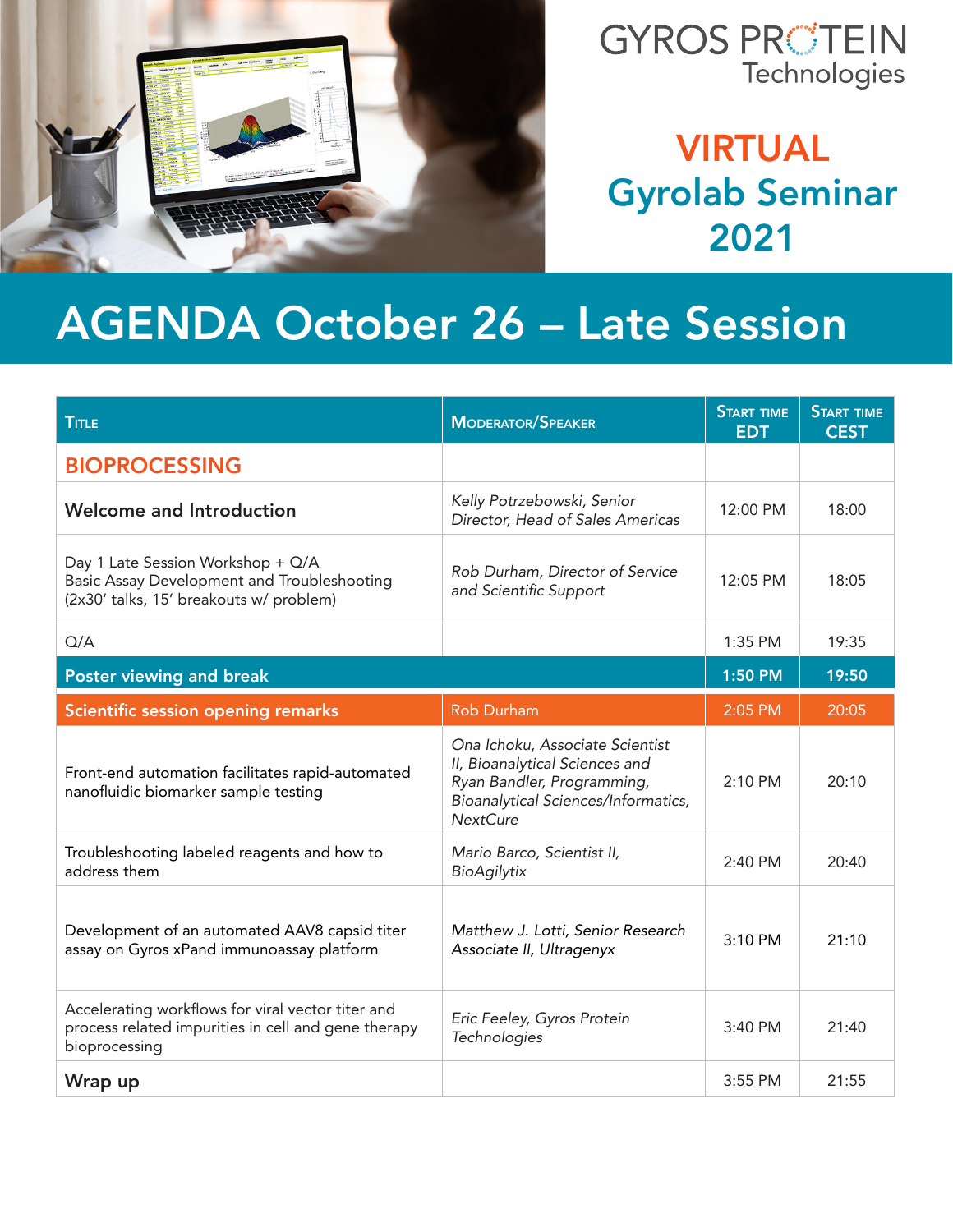GYROS PROTEIN Technologies

# VIRTUAL Gyrolab Seminar 2021

## AGENDA October 26 – Late Session

| Title | Moderator/Speaker | Start time EDT | Start time CEST |
|---|---|---|---|
| **BIOPROCESSING** | | | |
| **Welcome and Introduction** | *Kelly Potrzebowski, Senior Director, Head of Sales Americas* | 12:00 PM | 18:00 |
| Day 1 Late Session Workshop + Q/A Basic Assay Development and Troubleshooting (2x30' talks, 15' breakouts w/ problem) | *Rob Durham, Director of Service and Scientific Support* | 12:05 PM | 18:05 |
| Q/A | | 1:35 PM | 19:35 |
| **Poster viewing and break** | | **1:50 PM** | **19:50** |
| **Scientific session opening remarks** | Rob Durham | 2:05 PM | 20:05 |
| Front-end automation facilitates rapid-automated nanofluidic biomarker sample testing | *Ona Ichoku, Associate Scientist II, Bioanalytical Sciences and Ryan Bandler, Programming, Bioanalytical Sciences/Informatics, NextCure* | 2:10 PM | 20:10 |
| Troubleshooting labeled reagents and how to address them | *Mario Barco, Scientist II, BioAgilytix* | 2:40 PM | 20:40 |
| Development of an automated AAV8 capsid titer assay on Gyros xPand immunoassay platform | *Matthew J. Lotti, Senior Research Associate II, Ultragenyx* | 3:10 PM | 21:10 |
| Accelerating workflows for viral vector titer and process related impurities in cell and gene therapy bioprocessing | *Eric Feeley, Gyros Protein Technologies* | 3:40 PM | 21:40 |
| **Wrap up** | | 3:55 PM | 21:55 |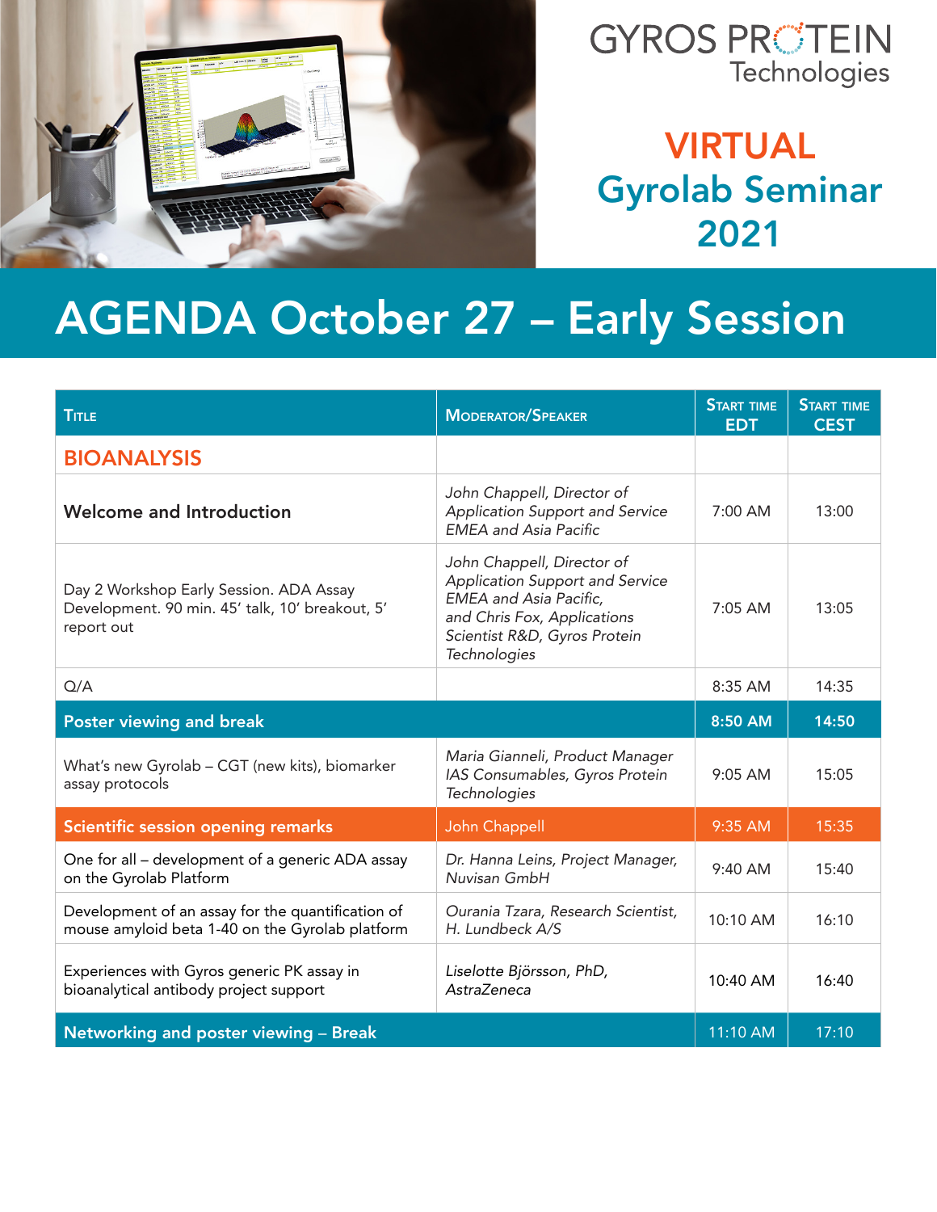GYROS PROTEIN Technologies

# VIRTUAL Gyrolab Seminar 2021

## AGENDA October 27 – Early Session

| Title | Moderator/Speaker | Start time EDT | Start time CEST |
|---|---|---|---|
| **BIOANALYSIS** | | | |
| **Welcome and Introduction** | *John Chappell, Director of Application Support and Service EMEA and Asia Pacific* | 7:00 AM | 13:00 |
| Day 2 Workshop Early Session. ADA Assay Development. 90 min. 45' talk, 10' breakout, 5' report out | *John Chappell, Director of Application Support and Service EMEA and Asia Pacific, and Chris Fox, Applications Scientist R&D, Gyros Protein Technologies* | 7:05 AM | 13:05 |
| Q/A | | 8:35 AM | 14:35 |
| **Poster viewing and break** | | **8:50 AM** | **14:50** |
| What's new Gyrolab – CGT (new kits), biomarker assay protocols | *Maria Gianneli, Product Manager IAS Consumables, Gyros Protein Technologies* | 9:05 AM | 15:05 |
| **Scientific session opening remarks** | John Chappell | 9:35 AM | 15:35 |
| One for all – development of a generic ADA assay on the Gyrolab Platform | *Dr. Hanna Leins, Project Manager, Nuvisan GmbH* | 9:40 AM | 15:40 |
| Development of an assay for the quantification of mouse amyloid beta 1-40 on the Gyrolab platform | *Ourania Tzara, Research Scientist, H. Lundbeck A/S* | 10:10 AM | 16:10 |
| Experiences with Gyros generic PK assay in bioanalytical antibody project support | *Liselotte Björsson, PhD, AstraZeneca* | 10:40 AM | 16:40 |
| **Networking and poster viewing – Break** | | 11:10 AM | 17:10 |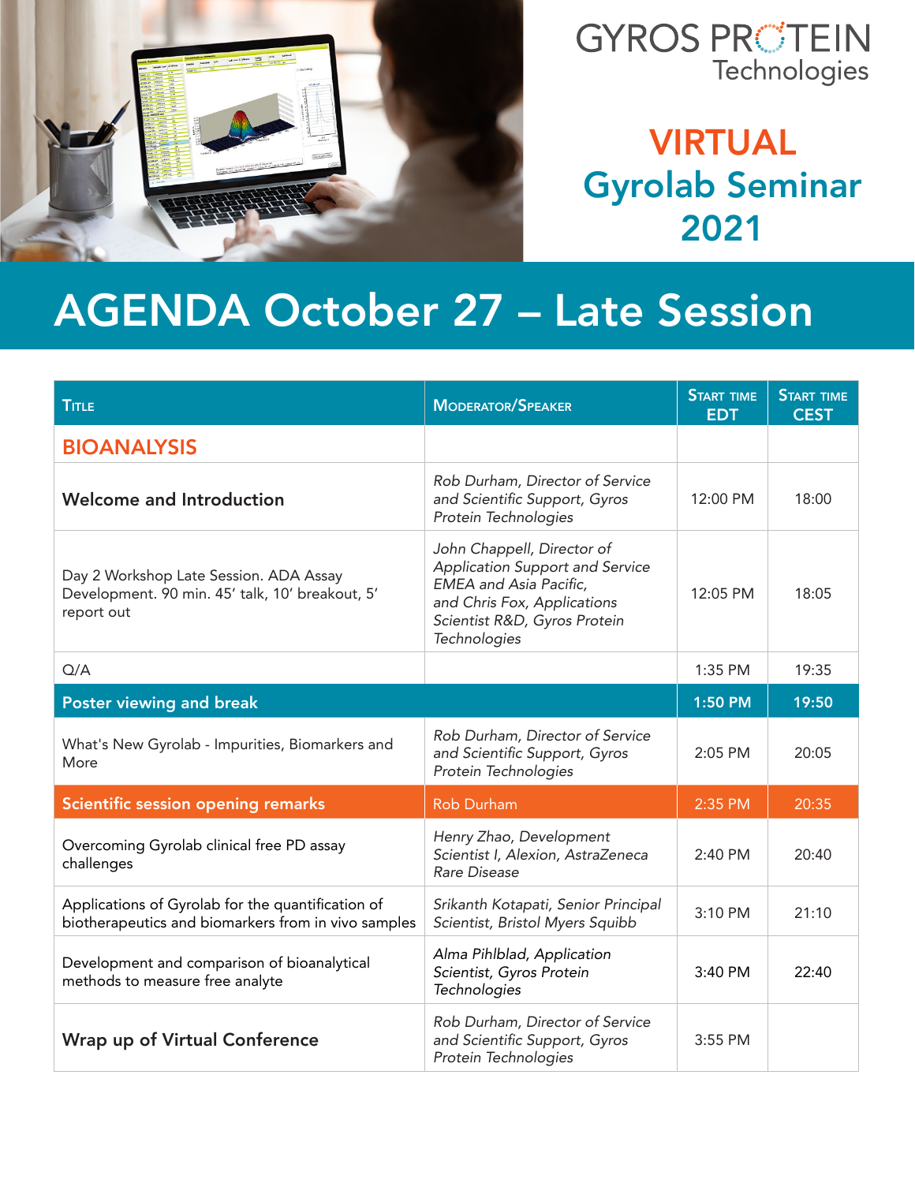GYROS PROTEIN Technologies

# VIRTUAL Gyrolab Seminar 2021

## AGENDA October 27 – Late Session

| Title | Moderator/Speaker | Start time EDT | Start time CEST |
|---|---|---|---|
| **BIOANALYSIS** | | | |
| **Welcome and Introduction** | *Rob Durham, Director of Service and Scientific Support, Gyros Protein Technologies* | 12:00 PM | 18:00 |
| Day 2 Workshop Late Session. ADA Assay Development. 90 min. 45' talk, 10' breakout, 5' report out | *John Chappell, Director of Application Support and Service EMEA and Asia Pacific, and Chris Fox, Applications Scientist R&D, Gyros Protein Technologies* | 12:05 PM | 18:05 |
| Q/A | | 1:35 PM | 19:35 |
| **Poster viewing and break** | | **1:50 PM** | **19:50** |
| What's New Gyrolab - Impurities, Biomarkers and More | *Rob Durham, Director of Service and Scientific Support, Gyros Protein Technologies* | 2:05 PM | 20:05 |
| **Scientific session opening remarks** | Rob Durham | 2:35 PM | 20:35 |
| Overcoming Gyrolab clinical free PD assay challenges | *Henry Zhao, Development Scientist I, Alexion, AstraZeneca Rare Disease* | 2:40 PM | 20:40 |
| Applications of Gyrolab for the quantification of biotherapeutics and biomarkers from in vivo samples | *Srikanth Kotapati, Senior Principal Scientist, Bristol Myers Squibb* | 3:10 PM | 21:10 |
| Development and comparison of bioanalytical methods to measure free analyte | *Alma Pihlblad, Application Scientist, Gyros Protein Technologies* | 3:40 PM | 22:40 |
| **Wrap up of Virtual Conference** | *Rob Durham, Director of Service and Scientific Support, Gyros Protein Technologies* | 3:55 PM | |